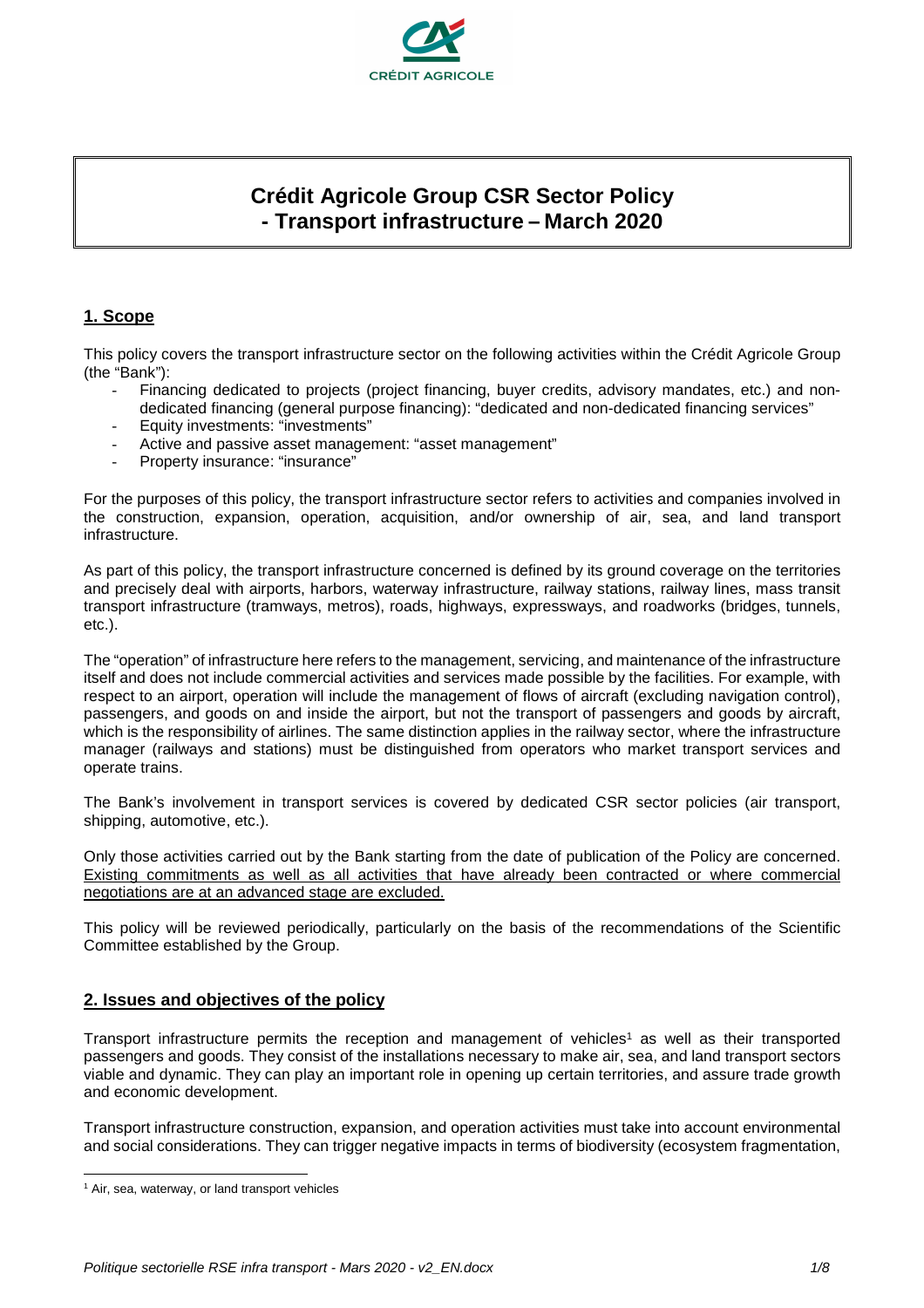# Crédit Agricole Group CSR Sector Policy - Transport infrastructure – March 2020

## 1. Scope

This policy covers the transport infrastructure sector on the following activities within the Crédit Agricole Group (the "Bank"):

- Financing dedicated to projects (project financing, buyer credits, advisory mandates, etc.) and non-dedicated financing (general purpose financing): "dedicated and non-dedicated financing services"
- Equity investments: "investments"
- Active and passive asset management: "asset management"
- Property insurance: "insurance"

For the purposes of this policy, the transport infrastructure sector refers to activities and companies involved in the construction, expansion, operation, acquisition, and/or ownership of air, sea, and land transport infrastructure.

As part of this policy, the transport infrastructure concerned is defined by its ground coverage on the territories and precisely deal with airports, harbors, waterway infrastructure, railway stations, railway lines, mass transit transport infrastructure (tramways, metros), roads, highways, expressways, and roadworks (bridges, tunnels, etc.).

The "operation" of infrastructure here refers to the management, servicing, and maintenance of the infrastructure itself and does not include commercial activities and services made possible by the facilities. For example, with respect to an airport, operation will include the management of flows of aircraft (excluding navigation control), passengers, and goods on and inside the airport, but not the transport of passengers and goods by aircraft, which is the responsibility of airlines. The same distinction applies in the railway sector, where the infrastructure manager (railways and stations) must be distinguished from operators who market transport services and operate trains.

The Bank's involvement in transport services is covered by dedicated CSR sector policies (air transport, shipping, automotive, etc.).

Only those activities carried out by the Bank starting from the date of publication of the Policy are concerned. Existing commitments as well as all activities that have already been contracted or where commercial negotiations are at an advanced stage are excluded.

This policy will be reviewed periodically, particularly on the basis of the recommendations of the Scientific Committee established by the Group.

## 2. Issues and objectives of the policy

Transport infrastructure permits the reception and management of vehicles[1] as well as their transported passengers and goods. They consist of the installations necessary to make air, sea, and land transport sectors viable and dynamic. They can play an important role in opening up certain territories, and assure trade growth and economic development.

Transport infrastructure construction, expansion, and operation activities must take into account environmental and social considerations. They can trigger negative impacts in terms of biodiversity (ecosystem fragmentation,

[1] Air, sea, waterway, or land transport vehicles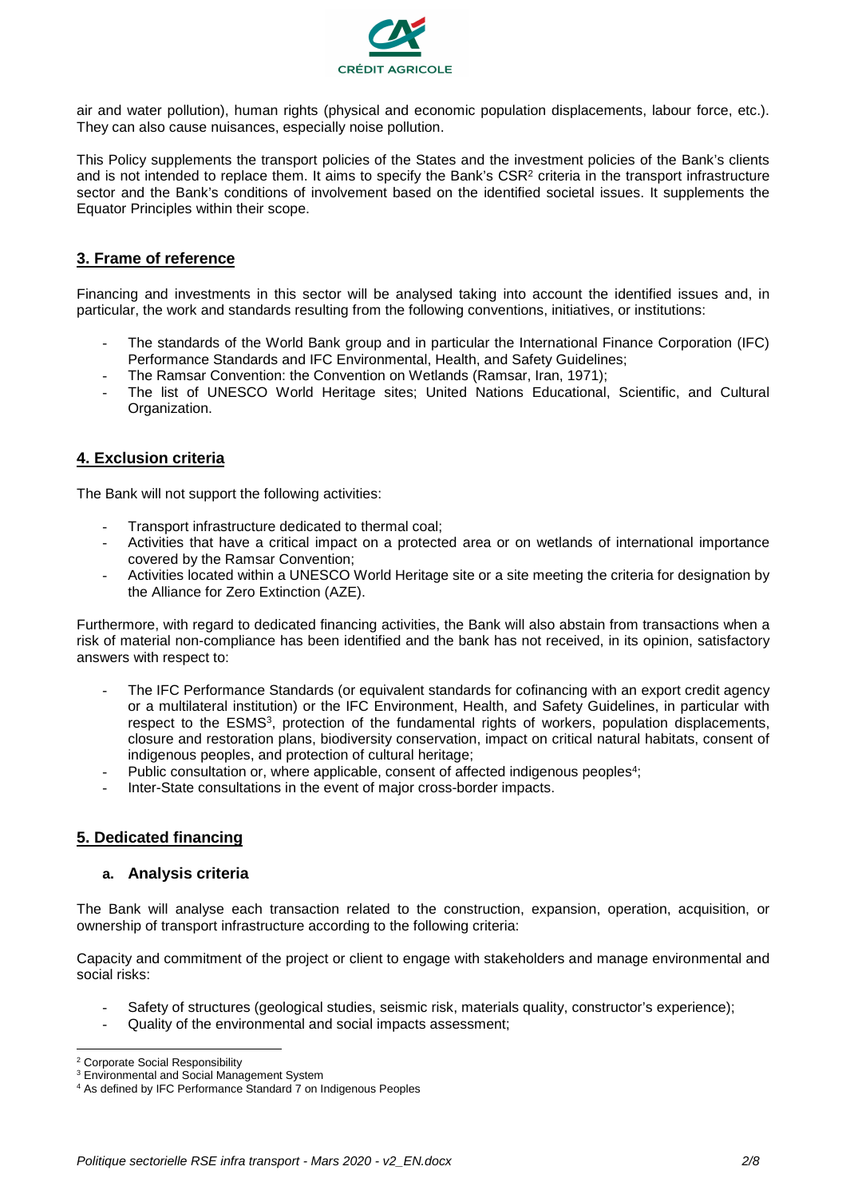air and water pollution), human rights (physical and economic population displacements, labour force, etc.). They can also cause nuisances, especially noise pollution.

This Policy supplements the transport policies of the States and the investment policies of the Bank's clients and is not intended to replace them. It aims to specify the Bank's CSR[2] criteria in the transport infrastructure sector and the Bank's conditions of involvement based on the identified societal issues. It supplements the Equator Principles within their scope.

## 3. Frame of reference

Financing and investments in this sector will be analysed taking into account the identified issues and, in particular, the work and standards resulting from the following conventions, initiatives, or institutions:

- The standards of the World Bank group and in particular the International Finance Corporation (IFC) Performance Standards and IFC Environmental, Health, and Safety Guidelines;
- The Ramsar Convention: the Convention on Wetlands (Ramsar, Iran, 1971);
- The list of UNESCO World Heritage sites; United Nations Educational, Scientific, and Cultural Organization.

## 4. Exclusion criteria

The Bank will not support the following activities:

- Transport infrastructure dedicated to thermal coal;
- Activities that have a critical impact on a protected area or on wetlands of international importance covered by the Ramsar Convention;
- Activities located within a UNESCO World Heritage site or a site meeting the criteria for designation by the Alliance for Zero Extinction (AZE).

Furthermore, with regard to dedicated financing activities, the Bank will also abstain from transactions when a risk of material non-compliance has been identified and the bank has not received, in its opinion, satisfactory answers with respect to:

- The IFC Performance Standards (or equivalent standards for cofinancing with an export credit agency or a multilateral institution) or the IFC Environment, Health, and Safety Guidelines, in particular with respect to the ESMS[3], protection of the fundamental rights of workers, population displacements, closure and restoration plans, biodiversity conservation, impact on critical natural habitats, consent of indigenous peoples, and protection of cultural heritage;
- Public consultation or, where applicable, consent of affected indigenous peoples[4];
- Inter-State consultations in the event of major cross-border impacts.

## 5. Dedicated financing

### a. Analysis criteria

The Bank will analyse each transaction related to the construction, expansion, operation, acquisition, or ownership of transport infrastructure according to the following criteria:

Capacity and commitment of the project or client to engage with stakeholders and manage environmental and social risks:

- Safety of structures (geological studies, seismic risk, materials quality, constructor's experience);
- Quality of the environmental and social impacts assessment;

[2] Corporate Social Responsibility

[3] Environmental and Social Management System

[4] As defined by IFC Performance Standard 7 on Indigenous Peoples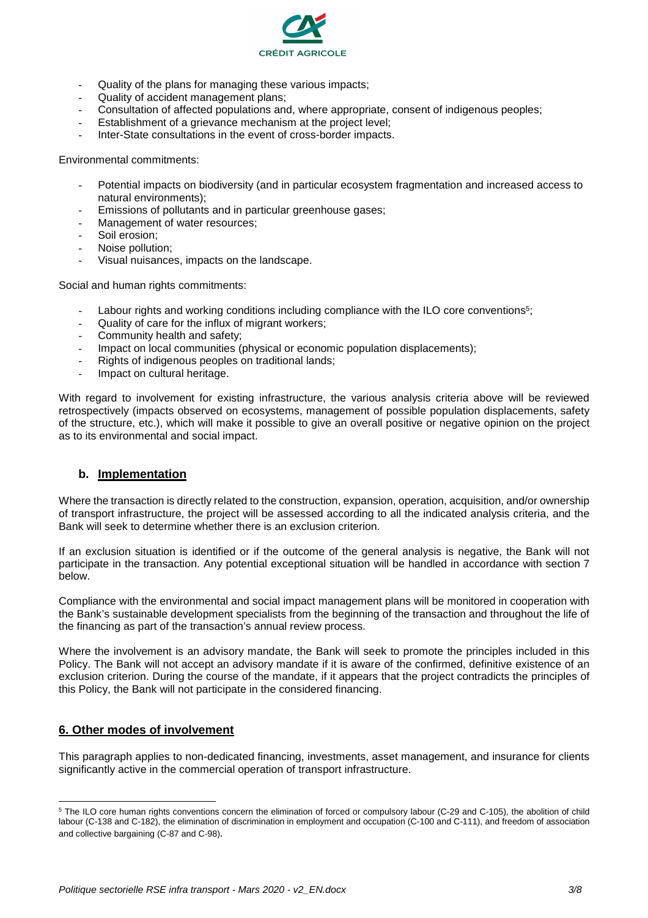- Quality of the plans for managing these various impacts;
- Quality of accident management plans;
- Consultation of affected populations and, where appropriate, consent of indigenous peoples;
- Establishment of a grievance mechanism at the project level;
- Inter-State consultations in the event of cross-border impacts.

Environmental commitments:

- Potential impacts on biodiversity (and in particular ecosystem fragmentation and increased access to natural environments);
- Emissions of pollutants and in particular greenhouse gases;
- Management of water resources;
- Soil erosion;
- Noise pollution;
- Visual nuisances, impacts on the landscape.

Social and human rights commitments:

- Labour rights and working conditions including compliance with the ILO core conventions[5];
- Quality of care for the influx of migrant workers;
- Community health and safety;
- Impact on local communities (physical or economic population displacements);
- Rights of indigenous peoples on traditional lands;
- Impact on cultural heritage.

With regard to involvement for existing infrastructure, the various analysis criteria above will be reviewed retrospectively (impacts observed on ecosystems, management of possible population displacements, safety of the structure, etc.), which will make it possible to give an overall positive or negative opinion on the project as to its environmental and social impact.

### b. Implementation

Where the transaction is directly related to the construction, expansion, operation, acquisition, and/or ownership of transport infrastructure, the project will be assessed according to all the indicated analysis criteria, and the Bank will seek to determine whether there is an exclusion criterion.

If an exclusion situation is identified or if the outcome of the general analysis is negative, the Bank will not participate in the transaction. Any potential exceptional situation will be handled in accordance with section 7 below.

Compliance with the environmental and social impact management plans will be monitored in cooperation with the Bank's sustainable development specialists from the beginning of the transaction and throughout the life of the financing as part of the transaction's annual review process.

Where the involvement is an advisory mandate, the Bank will seek to promote the principles included in this Policy. The Bank will not accept an advisory mandate if it is aware of the confirmed, definitive existence of an exclusion criterion. During the course of the mandate, if it appears that the project contradicts the principles of this Policy, the Bank will not participate in the considered financing.

## 6. Other modes of involvement

This paragraph applies to non-dedicated financing, investments, asset management, and insurance for clients significantly active in the commercial operation of transport infrastructure.

---

[5] The ILO core human rights conventions concern the elimination of forced or compulsory labour (C-29 and C-105), the abolition of child labour (C-138 and C-182), the elimination of discrimination in employment and occupation (C-100 and C-111), and freedom of association and collective bargaining (C-87 and C-98).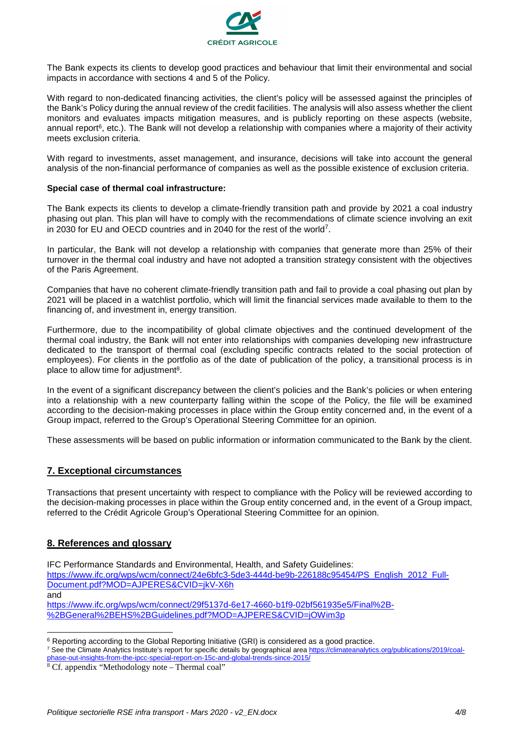The Bank expects its clients to develop good practices and behaviour that limit their environmental and social impacts in accordance with sections 4 and 5 of the Policy.

With regard to non-dedicated financing activities, the client's policy will be assessed against the principles of the Bank's Policy during the annual review of the credit facilities. The analysis will also assess whether the client monitors and evaluates impacts mitigation measures, and is publicly reporting on these aspects (website, annual report[6], etc.). The Bank will not develop a relationship with companies where a majority of their activity meets exclusion criteria.

With regard to investments, asset management, and insurance, decisions will take into account the general analysis of the non-financial performance of companies as well as the possible existence of exclusion criteria.

**Special case of thermal coal infrastructure:**

The Bank expects its clients to develop a climate-friendly transition path and provide by 2021 a coal industry phasing out plan. This plan will have to comply with the recommendations of climate science involving an exit in 2030 for EU and OECD countries and in 2040 for the rest of the world[7].

In particular, the Bank will not develop a relationship with companies that generate more than 25% of their turnover in the thermal coal industry and have not adopted a transition strategy consistent with the objectives of the Paris Agreement.

Companies that have no coherent climate-friendly transition path and fail to provide a coal phasing out plan by 2021 will be placed in a watchlist portfolio, which will limit the financial services made available to them to the financing of, and investment in, energy transition.

Furthermore, due to the incompatibility of global climate objectives and the continued development of the thermal coal industry, the Bank will not enter into relationships with companies developing new infrastructure dedicated to the transport of thermal coal (excluding specific contracts related to the social protection of employees). For clients in the portfolio as of the date of publication of the policy, a transitional process is in place to allow time for adjustment[8].

In the event of a significant discrepancy between the client's policies and the Bank's policies or when entering into a relationship with a new counterparty falling within the scope of the Policy, the file will be examined according to the decision-making processes in place within the Group entity concerned and, in the event of a Group impact, referred to the Group's Operational Steering Committee for an opinion.

These assessments will be based on public information or information communicated to the Bank by the client.

## 7. Exceptional circumstances

Transactions that present uncertainty with respect to compliance with the Policy will be reviewed according to the decision-making processes in place within the Group entity concerned and, in the event of a Group impact, referred to the Crédit Agricole Group's Operational Steering Committee for an opinion.

## 8. References and glossary

IFC Performance Standards and Environmental, Health, and Safety Guidelines:
https://www.ifc.org/wps/wcm/connect/24e6bfc3-5de3-444d-be9b-226188c95454/PS_English_2012_Full-Document.pdf?MOD=AJPERES&CVID=jkV-X6h
and
https://www.ifc.org/wps/wcm/connect/29f5137d-6e17-4660-b1f9-02bf561935e5/Final%2B-%2BGeneral%2BEHS%2BGuidelines.pdf?MOD=AJPERES&CVID=jOWim3p

---

[6] Reporting according to the Global Reporting Initiative (GRI) is considered as a good practice.

[7] See the Climate Analytics Institute's report for specific details by geographical area https://climateanalytics.org/publications/2019/coal-phase-out-insights-from-the-ipcc-special-report-on-15c-and-global-trends-since-2015/

[8] Cf. appendix "Methodology note – Thermal coal"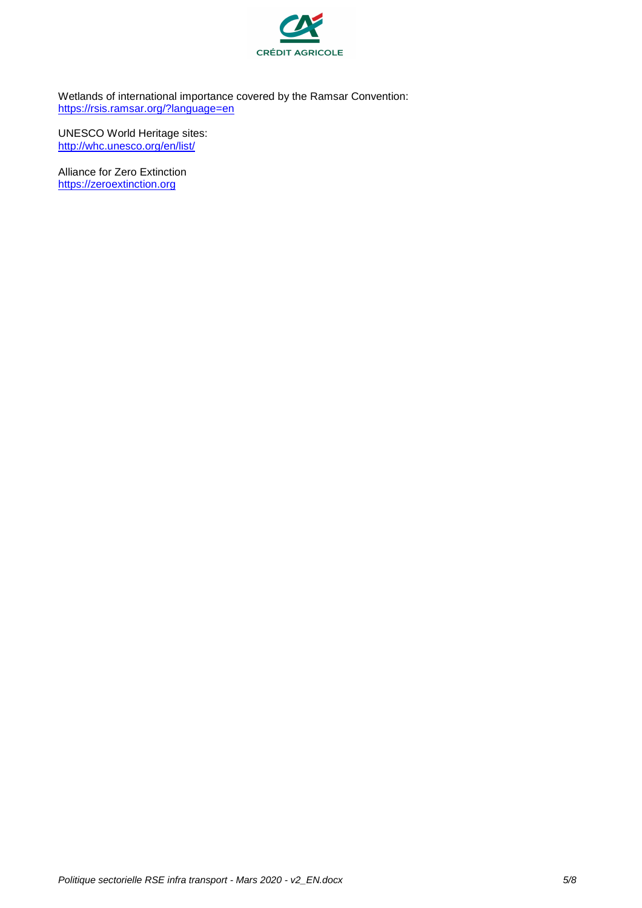Wetlands of international importance covered by the Ramsar Convention:
https://rsis.ramsar.org/?language=en

UNESCO World Heritage sites:
http://whc.unesco.org/en/list/

Alliance for Zero Extinction
https://zeroextinction.org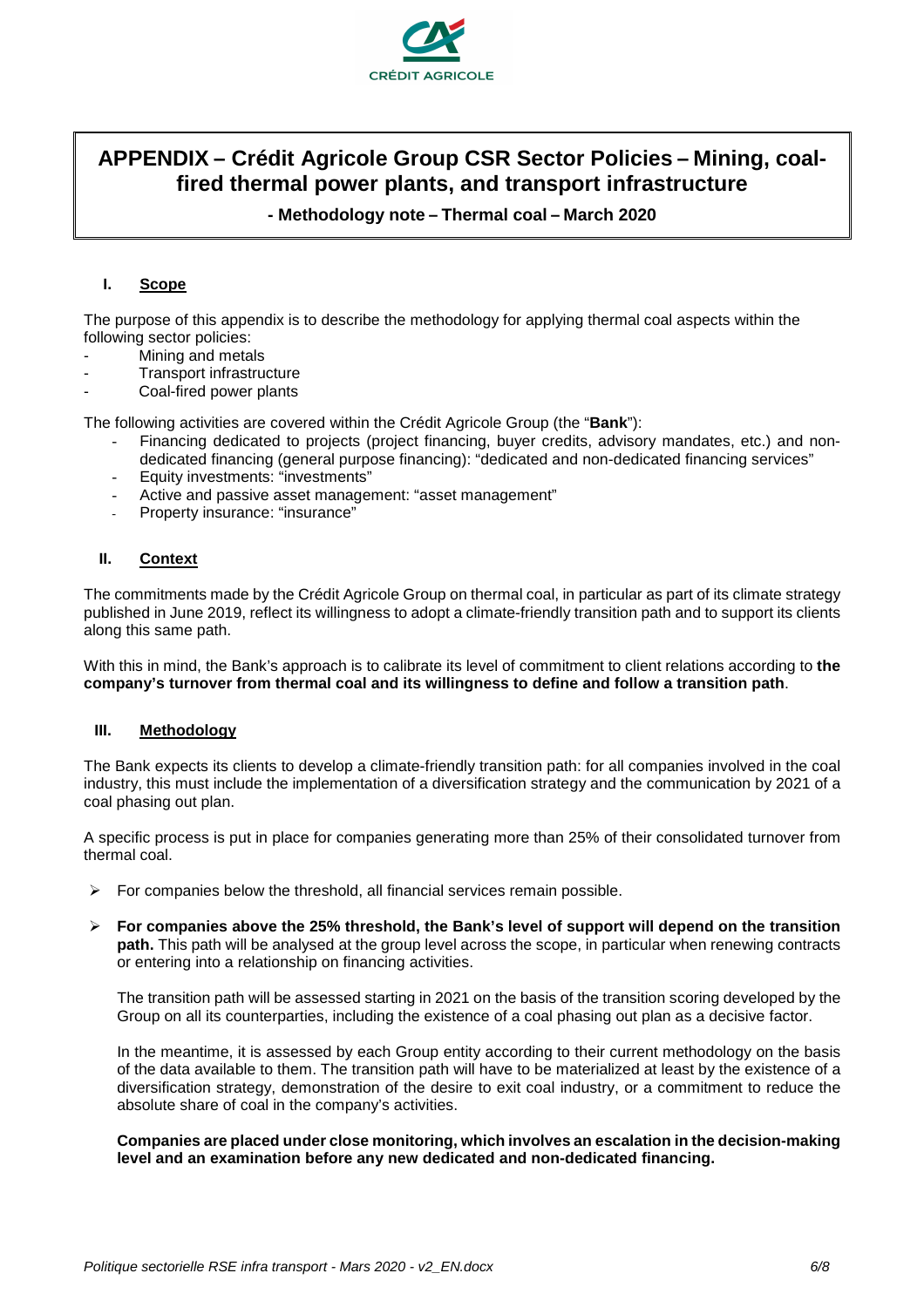# APPENDIX – Crédit Agricole Group CSR Sector Policies – Mining, coal-fired thermal power plants, and transport infrastructure

**- Methodology note – Thermal coal – March 2020**

## I. Scope

The purpose of this appendix is to describe the methodology for applying thermal coal aspects within the following sector policies:

- Mining and metals
- Transport infrastructure
- Coal-fired power plants

The following activities are covered within the Crédit Agricole Group (the "**Bank**"):

- Financing dedicated to projects (project financing, buyer credits, advisory mandates, etc.) and non-dedicated financing (general purpose financing): "dedicated and non-dedicated financing services"
- Equity investments: "investments"
- Active and passive asset management: "asset management"
- Property insurance: "insurance"

## II. Context

The commitments made by the Crédit Agricole Group on thermal coal, in particular as part of its climate strategy published in June 2019, reflect its willingness to adopt a climate-friendly transition path and to support its clients along this same path.

With this in mind, the Bank's approach is to calibrate its level of commitment to client relations according to **the company's turnover from thermal coal and its willingness to define and follow a transition path**.

## III. Methodology

The Bank expects its clients to develop a climate-friendly transition path: for all companies involved in the coal industry, this must include the implementation of a diversification strategy and the communication by 2021 of a coal phasing out plan.

A specific process is put in place for companies generating more than 25% of their consolidated turnover from thermal coal.

- For companies below the threshold, all financial services remain possible.
- **For companies above the 25% threshold, the Bank's level of support will depend on the transition path.** This path will be analysed at the group level across the scope, in particular when renewing contracts or entering into a relationship on financing activities.

  The transition path will be assessed starting in 2021 on the basis of the transition scoring developed by the Group on all its counterparties, including the existence of a coal phasing out plan as a decisive factor.

  In the meantime, it is assessed by each Group entity according to their current methodology on the basis of the data available to them. The transition path will have to be materialized at least by the existence of a diversification strategy, demonstration of the desire to exit coal industry, or a commitment to reduce the absolute share of coal in the company's activities.

  **Companies are placed under close monitoring, which involves an escalation in the decision-making level and an examination before any new dedicated and non-dedicated financing.**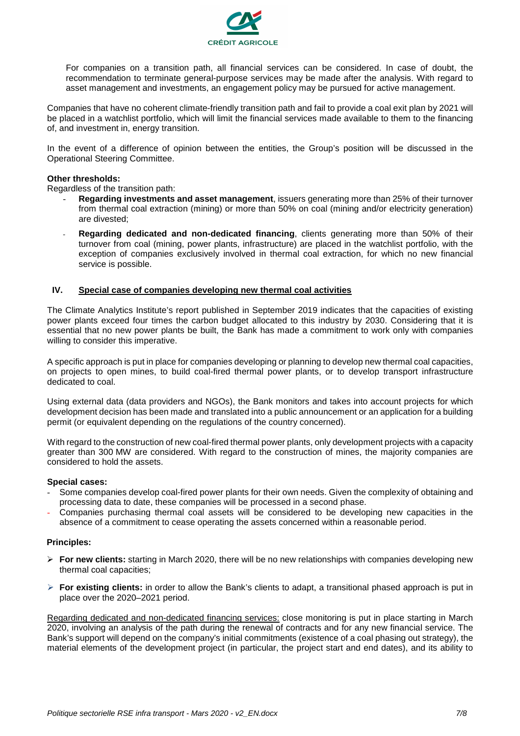For companies on a transition path, all financial services can be considered. In case of doubt, the recommendation to terminate general-purpose services may be made after the analysis. With regard to asset management and investments, an engagement policy may be pursued for active management.

Companies that have no coherent climate-friendly transition path and fail to provide a coal exit plan by 2021 will be placed in a watchlist portfolio, which will limit the financial services made available to them to the financing of, and investment in, energy transition.

In the event of a difference of opinion between the entities, the Group's position will be discussed in the Operational Steering Committee.

**Other thresholds:**

Regardless of the transition path:

- **Regarding investments and asset management**, issuers generating more than 25% of their turnover from thermal coal extraction (mining) or more than 50% on coal (mining and/or electricity generation) are divested;
- **Regarding dedicated and non-dedicated financing**, clients generating more than 50% of their turnover from coal (mining, power plants, infrastructure) are placed in the watchlist portfolio, with the exception of companies exclusively involved in thermal coal extraction, for which no new financial service is possible.

## IV. Special case of companies developing new thermal coal activities

The Climate Analytics Institute's report published in September 2019 indicates that the capacities of existing power plants exceed four times the carbon budget allocated to this industry by 2030. Considering that it is essential that no new power plants be built, the Bank has made a commitment to work only with companies willing to consider this imperative.

A specific approach is put in place for companies developing or planning to develop new thermal coal capacities, on projects to open mines, to build coal-fired thermal power plants, or to develop transport infrastructure dedicated to coal.

Using external data (data providers and NGOs), the Bank monitors and takes into account projects for which development decision has been made and translated into a public announcement or an application for a building permit (or equivalent depending on the regulations of the country concerned).

With regard to the construction of new coal-fired thermal power plants, only development projects with a capacity greater than 300 MW are considered. With regard to the construction of mines, the majority companies are considered to hold the assets.

**Special cases:**

- Some companies develop coal-fired power plants for their own needs. Given the complexity of obtaining and processing data to date, these companies will be processed in a second phase.
- Companies purchasing thermal coal assets will be considered to be developing new capacities in the absence of a commitment to cease operating the assets concerned within a reasonable period.

**Principles:**

- **For new clients:** starting in March 2020, there will be no new relationships with companies developing new thermal coal capacities;
- **For existing clients:** in order to allow the Bank's clients to adapt, a transitional phased approach is put in place over the 2020–2021 period.

Regarding dedicated and non-dedicated financing services: close monitoring is put in place starting in March 2020, involving an analysis of the path during the renewal of contracts and for any new financial service. The Bank's support will depend on the company's initial commitments (existence of a coal phasing out strategy), the material elements of the development project (in particular, the project start and end dates), and its ability to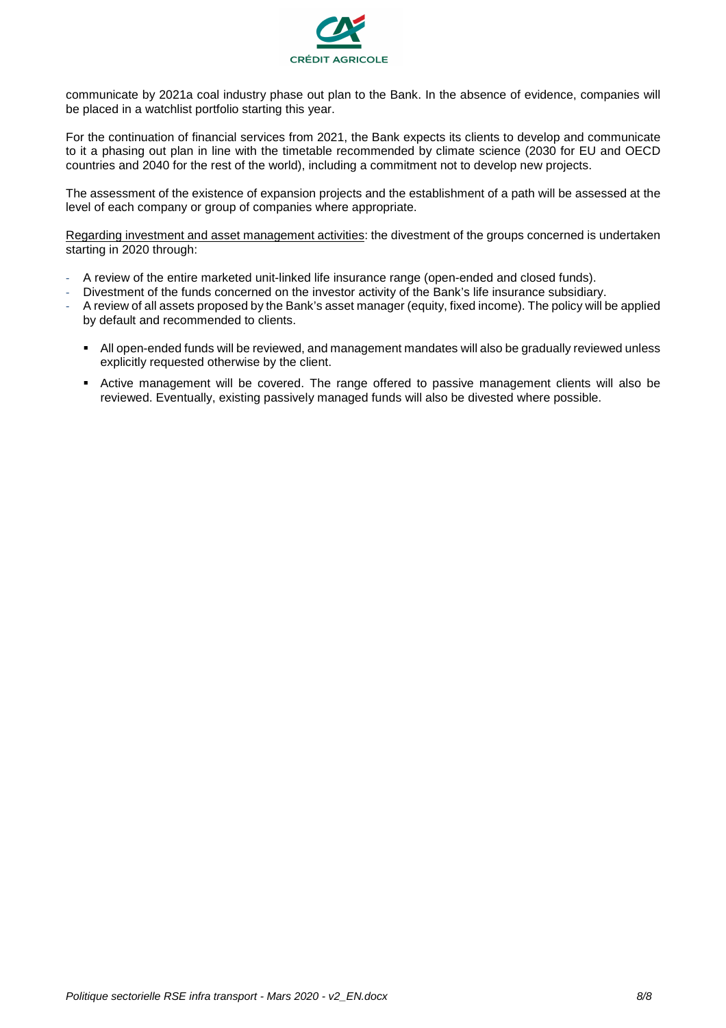communicate by 2021a coal industry phase out plan to the Bank. In the absence of evidence, companies will be placed in a watchlist portfolio starting this year.

For the continuation of financial services from 2021, the Bank expects its clients to develop and communicate to it a phasing out plan in line with the timetable recommended by climate science (2030 for EU and OECD countries and 2040 for the rest of the world), including a commitment not to develop new projects.

The assessment of the existence of expansion projects and the establishment of a path will be assessed at the level of each company or group of companies where appropriate.

Regarding investment and asset management activities: the divestment of the groups concerned is undertaken starting in 2020 through:

- A review of the entire marketed unit-linked life insurance range (open-ended and closed funds).
- Divestment of the funds concerned on the investor activity of the Bank's life insurance subsidiary.
- A review of all assets proposed by the Bank's asset manager (equity, fixed income). The policy will be applied by default and recommended to clients.
  - All open-ended funds will be reviewed, and management mandates will also be gradually reviewed unless explicitly requested otherwise by the client.
  - Active management will be covered. The range offered to passive management clients will also be reviewed. Eventually, existing passively managed funds will also be divested where possible.